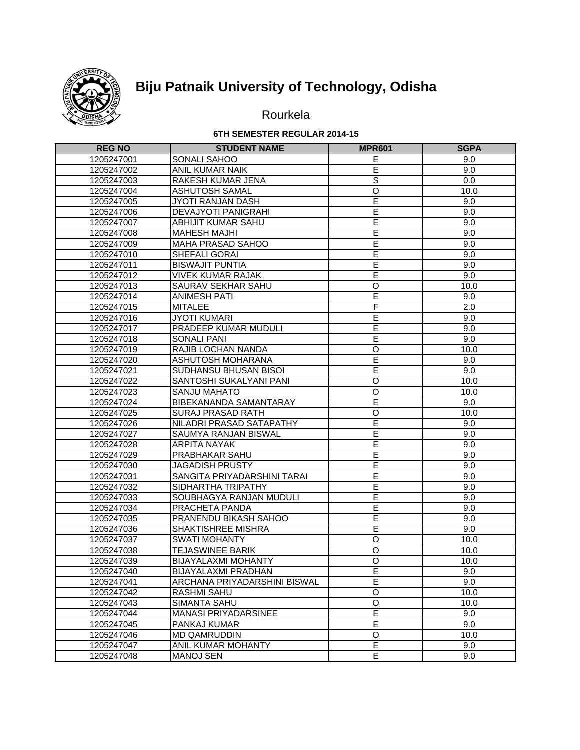# Biju Patnaik University of Technology, Odisha

Rourkela

**6TH SEMESTER REGULAR 2014-15**

| REG NO | STUDENT NAME | MPR601 | SGPA |
|---|---|---|---|
| 1205247001 | SONALI SAHOO | E | 9.0 |
| 1205247002 | ANIL KUMAR NAIK | E | 9.0 |
| 1205247003 | RAKESH KUMAR JENA | S | 0.0 |
| 1205247004 | ASHUTOSH SAMAL | O | 10.0 |
| 1205247005 | JYOTI RANJAN DASH | E | 9.0 |
| 1205247006 | DEVAJYOTI PANIGRAHI | E | 9.0 |
| 1205247007 | ABHIJIT KUMAR SAHU | E | 9.0 |
| 1205247008 | MAHESH MAJHI | E | 9.0 |
| 1205247009 | MAHA PRASAD SAHOO | E | 9.0 |
| 1205247010 | SHEFALI GORAI | E | 9.0 |
| 1205247011 | BISWAJIT PUNTIA | E | 9.0 |
| 1205247012 | VIVEK KUMAR RAJAK | E | 9.0 |
| 1205247013 | SAURAV SEKHAR SAHU | O | 10.0 |
| 1205247014 | ANIMESH PATI | E | 9.0 |
| 1205247015 | MITALEE | F | 2.0 |
| 1205247016 | JYOTI KUMARI | E | 9.0 |
| 1205247017 | PRADEEP KUMAR MUDULI | E | 9.0 |
| 1205247018 | SONALI PANI | E | 9.0 |
| 1205247019 | RAJIB LOCHAN NANDA | O | 10.0 |
| 1205247020 | ASHUTOSH MOHARANA | E | 9.0 |
| 1205247021 | SUDHANSU BHUSAN BISOI | E | 9.0 |
| 1205247022 | SANTOSHI SUKALYANI PANI | O | 10.0 |
| 1205247023 | SANJU MAHATO | O | 10.0 |
| 1205247024 | BIBEKANANDA SAMANTARAY | E | 9.0 |
| 1205247025 | SURAJ PRASAD RATH | O | 10.0 |
| 1205247026 | NILADRI PRASAD SATAPATHY | E | 9.0 |
| 1205247027 | SAUMYA RANJAN BISWAL | E | 9.0 |
| 1205247028 | ARPITA NAYAK | E | 9.0 |
| 1205247029 | PRABHAKAR SAHU | E | 9.0 |
| 1205247030 | JAGADISH PRUSTY | E | 9.0 |
| 1205247031 | SANGITA PRIYADARSHINI TARAI | E | 9.0 |
| 1205247032 | SIDHARTHA TRIPATHY | E | 9.0 |
| 1205247033 | SOUBHAGYA RANJAN MUDULI | E | 9.0 |
| 1205247034 | PRACHETA PANDA | E | 9.0 |
| 1205247035 | PRANENDU BIKASH SAHOO | E | 9.0 |
| 1205247036 | SHAKTISHREE MISHRA | E | 9.0 |
| 1205247037 | SWATI MOHANTY | O | 10.0 |
| 1205247038 | TEJASWINEE BARIK | O | 10.0 |
| 1205247039 | BIJAYALAXMI MOHANTY | O | 10.0 |
| 1205247040 | BIJAYALAXMI PRADHAN | E | 9.0 |
| 1205247041 | ARCHANA PRIYADARSHINI BISWAL | E | 9.0 |
| 1205247042 | RASHMI SAHU | O | 10.0 |
| 1205247043 | SIMANTA SAHU | O | 10.0 |
| 1205247044 | MANASI PRIYADARSINEE | E | 9.0 |
| 1205247045 | PANKAJ KUMAR | E | 9.0 |
| 1205247046 | MD QAMRUDDIN | O | 10.0 |
| 1205247047 | ANIL KUMAR MOHANTY | E | 9.0 |
| 1205247048 | MANOJ SEN | E | 9.0 |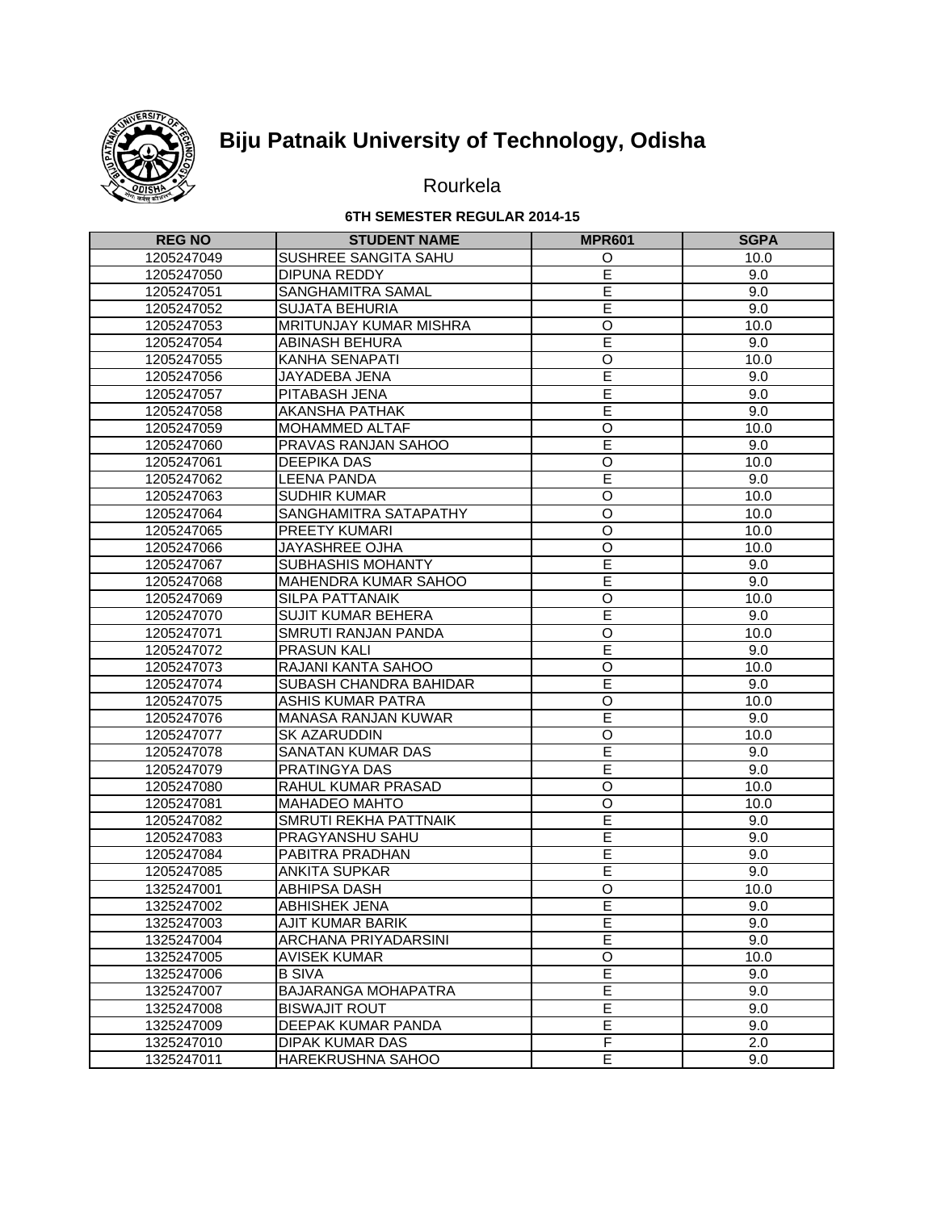# Biju Patnaik University of Technology, Odisha

Rourkela

**6TH SEMESTER REGULAR 2014-15**

| REG NO | STUDENT NAME | MPR601 | SGPA |
|---|---|---|---|
| 1205247049 | SUSHREE SANGITA SAHU | O | 10.0 |
| 1205247050 | DIPUNA REDDY | E | 9.0 |
| 1205247051 | SANGHAMITRA SAMAL | E | 9.0 |
| 1205247052 | SUJATA BEHURIA | E | 9.0 |
| 1205247053 | MRITUNJAY KUMAR MISHRA | O | 10.0 |
| 1205247054 | ABINASH BEHURA | E | 9.0 |
| 1205247055 | KANHA SENAPATI | O | 10.0 |
| 1205247056 | JAYADEBA JENA | E | 9.0 |
| 1205247057 | PITABASH JENA | E | 9.0 |
| 1205247058 | AKANSHA PATHAK | E | 9.0 |
| 1205247059 | MOHAMMED ALTAF | O | 10.0 |
| 1205247060 | PRAVAS RANJAN SAHOO | E | 9.0 |
| 1205247061 | DEEPIKA DAS | O | 10.0 |
| 1205247062 | LEENA PANDA | E | 9.0 |
| 1205247063 | SUDHIR KUMAR | O | 10.0 |
| 1205247064 | SANGHAMITRA SATAPATHY | O | 10.0 |
| 1205247065 | PREETY KUMARI | O | 10.0 |
| 1205247066 | JAYASHREE OJHA | O | 10.0 |
| 1205247067 | SUBHASHIS MOHANTY | E | 9.0 |
| 1205247068 | MAHENDRA KUMAR SAHOO | E | 9.0 |
| 1205247069 | SILPA PATTANAIK | O | 10.0 |
| 1205247070 | SUJIT KUMAR BEHERA | E | 9.0 |
| 1205247071 | SMRUTI RANJAN PANDA | O | 10.0 |
| 1205247072 | PRASUN KALI | E | 9.0 |
| 1205247073 | RAJANI KANTA SAHOO | O | 10.0 |
| 1205247074 | SUBASH CHANDRA BAHIDAR | E | 9.0 |
| 1205247075 | ASHIS KUMAR PATRA | O | 10.0 |
| 1205247076 | MANASA RANJAN KUWAR | E | 9.0 |
| 1205247077 | SK AZARUDDIN | O | 10.0 |
| 1205247078 | SANATAN KUMAR DAS | E | 9.0 |
| 1205247079 | PRATINGYA DAS | E | 9.0 |
| 1205247080 | RAHUL KUMAR PRASAD | O | 10.0 |
| 1205247081 | MAHADEO MAHTO | O | 10.0 |
| 1205247082 | SMRUTI REKHA PATTNAIK | E | 9.0 |
| 1205247083 | PRAGYANSHU SAHU | E | 9.0 |
| 1205247084 | PABITRA PRADHAN | E | 9.0 |
| 1205247085 | ANKITA SUPKAR | E | 9.0 |
| 1325247001 | ABHIPSA DASH | O | 10.0 |
| 1325247002 | ABHISHEK JENA | E | 9.0 |
| 1325247003 | AJIT KUMAR BARIK | E | 9.0 |
| 1325247004 | ARCHANA PRIYADARSINI | E | 9.0 |
| 1325247005 | AVISEK KUMAR | O | 10.0 |
| 1325247006 | B SIVA | E | 9.0 |
| 1325247007 | BAJARANGA MOHAPATRA | E | 9.0 |
| 1325247008 | BISWAJIT ROUT | E | 9.0 |
| 1325247009 | DEEPAK KUMAR PANDA | E | 9.0 |
| 1325247010 | DIPAK KUMAR DAS | F | 2.0 |
| 1325247011 | HAREKRUSHNA SAHOO | E | 9.0 |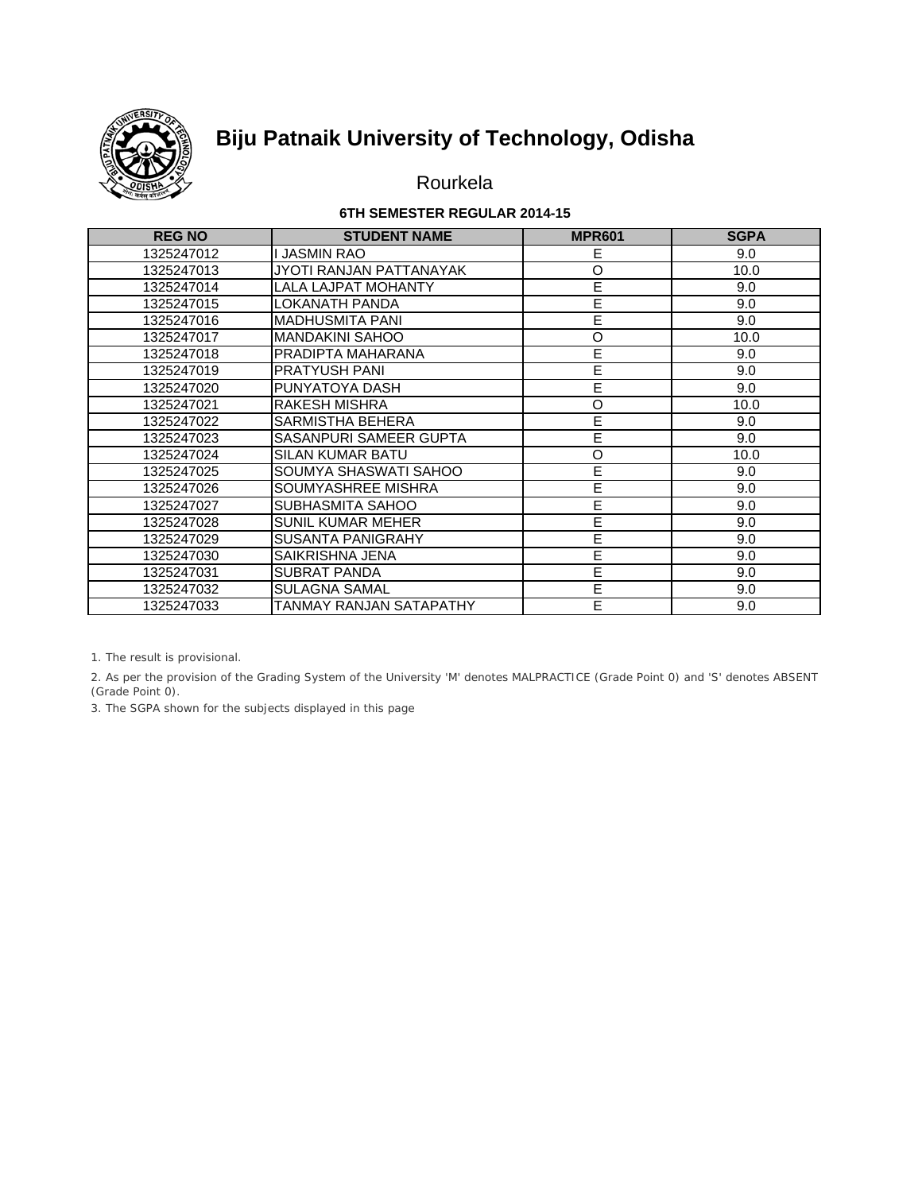# Biju Patnaik University of Technology, Odisha

Rourkela

**6TH SEMESTER REGULAR 2014-15**

| REG NO | STUDENT NAME | MPR601 | SGPA |
|---|---|---|---|
| 1325247012 | I JASMIN RAO | E | 9.0 |
| 1325247013 | JYOTI RANJAN PATTANAYAK | O | 10.0 |
| 1325247014 | LALA LAJPAT MOHANTY | E | 9.0 |
| 1325247015 | LOKANATH PANDA | E | 9.0 |
| 1325247016 | MADHUSMITA PANI | E | 9.0 |
| 1325247017 | MANDAKINI SAHOO | O | 10.0 |
| 1325247018 | PRADIPTA MAHARANA | E | 9.0 |
| 1325247019 | PRATYUSH PANI | E | 9.0 |
| 1325247020 | PUNYATOYA DASH | E | 9.0 |
| 1325247021 | RAKESH MISHRA | O | 10.0 |
| 1325247022 | SARMISTHA BEHERA | E | 9.0 |
| 1325247023 | SASANPURI SAMEER GUPTA | E | 9.0 |
| 1325247024 | SILAN KUMAR BATU | O | 10.0 |
| 1325247025 | SOUMYA SHASWATI SAHOO | E | 9.0 |
| 1325247026 | SOUMYASHREE MISHRA | E | 9.0 |
| 1325247027 | SUBHASMITA SAHOO | E | 9.0 |
| 1325247028 | SUNIL KUMAR MEHER | E | 9.0 |
| 1325247029 | SUSANTA PANIGRAHY | E | 9.0 |
| 1325247030 | SAIKRISHNA JENA | E | 9.0 |
| 1325247031 | SUBRAT PANDA | E | 9.0 |
| 1325247032 | SULAGNA SAMAL | E | 9.0 |
| 1325247033 | TANMAY RANJAN SATAPATHY | E | 9.0 |

1. The result is provisional.

2. As per the provision of the Grading System of the University 'M' denotes MALPRACTICE (Grade Point 0) and 'S' denotes ABSENT (Grade Point 0).

3. The SGPA shown for the subjects displayed in this page